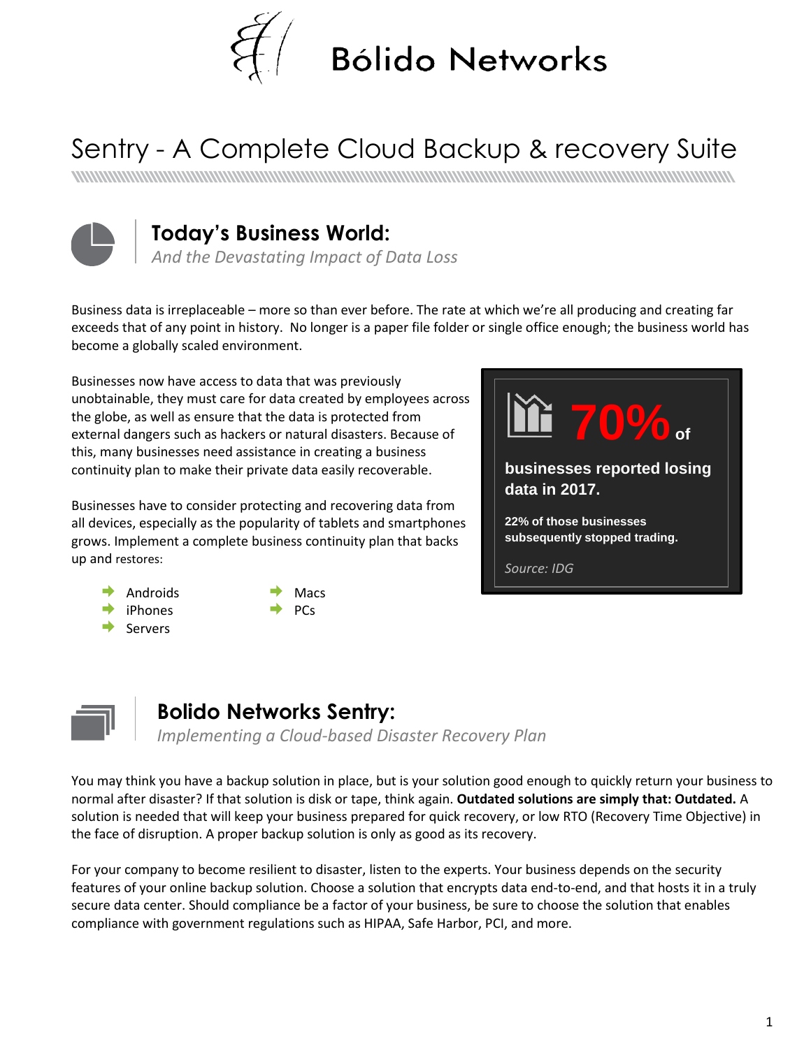# Bólido Networks

# Sentry - A Complete Cloud Backup & recovery Suite

## Today's Business World:

*And the Devastating Impact of Data Loss*

Business data is irreplaceable – more so than ever before. The rate at which we're all producing and creating far exceeds that of any point in history. No longer is a paper file folder or single office enough; the business world has become a globally scaled environment.

Businesses now have access to data that was previously unobtainable, they must care for data created by employees across the globe, as well as ensure that the data is protected from external dangers such as hackers or natural disasters. Because of this, many businesses need assistance in creating a business continuity plan to make their private data easily recoverable.

Businesses have to consider protecting and recovering data from all devices, especially as the popularity of tablets and smartphones grows. Implement a complete business continuity plan that backs up and restores:

- Androids
- iPhones
- Servers
- Macs
- PCs

**70% of businesses reported losing data in 2017.**

**22% of those businesses subsequently stopped trading.**

*Source: IDG*

## Bolido Networks Sentry:

*Implementing a Cloud-based Disaster Recovery Plan*

You may think you have a backup solution in place, but is your solution good enough to quickly return your business to normal after disaster? If that solution is disk or tape, think again. **Outdated solutions are simply that: Outdated.** A solution is needed that will keep your business prepared for quick recovery, or low RTO (Recovery Time Objective) in the face of disruption. A proper backup solution is only as good as its recovery.

For your company to become resilient to disaster, listen to the experts. Your business depends on the security features of your online backup solution. Choose a solution that encrypts data end-to-end, and that hosts it in a truly secure data center. Should compliance be a factor of your business, be sure to choose the solution that enables compliance with government regulations such as HIPAA, Safe Harbor, PCI, and more.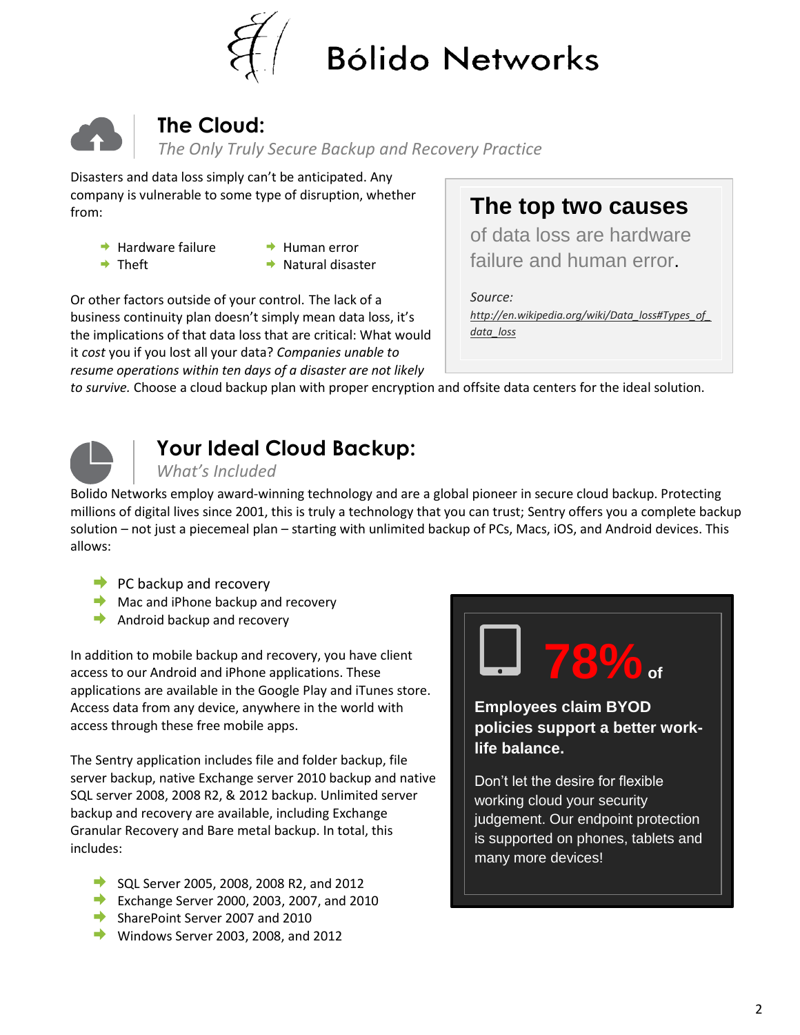# Bólido Networks

## The Cloud:

*The Only Truly Secure Backup and Recovery Practice*

Disasters and data loss simply can't be anticipated. Any company is vulnerable to some type of disruption, whether from:

- Hardware failure
- Theft
- Human error
- Natural disaster

Or other factors outside of your control. The lack of a business continuity plan doesn't simply mean data loss, it's the implications of that data loss that are critical: What would it *cost* you if you lost all your data? *Companies unable to resume operations within ten days of a disaster are not likely to survive.* Choose a cloud backup plan with proper encryption and offsite data centers for the ideal solution.

> **The top two causes** of data loss are hardware failure and human error.
>
> *Source:* *http://en.wikipedia.org/wiki/Data_loss#Types_of_data_loss*

## Your Ideal Cloud Backup:

*What's Included*

Bolido Networks employ award-winning technology and are a global pioneer in secure cloud backup. Protecting millions of digital lives since 2001, this is truly a technology that you can trust; Sentry offers you a complete backup solution – not just a piecemeal plan – starting with unlimited backup of PCs, Macs, iOS, and Android devices. This allows:

- PC backup and recovery
- Mac and iPhone backup and recovery
- Android backup and recovery

In addition to mobile backup and recovery, you have client access to our Android and iPhone applications. These applications are available in the Google Play and iTunes store. Access data from any device, anywhere in the world with access through these free mobile apps.

The Sentry application includes file and folder backup, file server backup, native Exchange server 2010 backup and native SQL server 2008, 2008 R2, & 2012 backup. Unlimited server backup and recovery are available, including Exchange Granular Recovery and Bare metal backup. In total, this includes:

- SQL Server 2005, 2008, 2008 R2, and 2012
- Exchange Server 2000, 2003, 2007, and 2010
- SharePoint Server 2007 and 2010
- Windows Server 2003, 2008, and 2012

> **78%** of
>
> **Employees claim BYOD policies support a better work-life balance.**
>
> Don't let the desire for flexible working cloud your security judgement. Our endpoint protection is supported on phones, tablets and many more devices!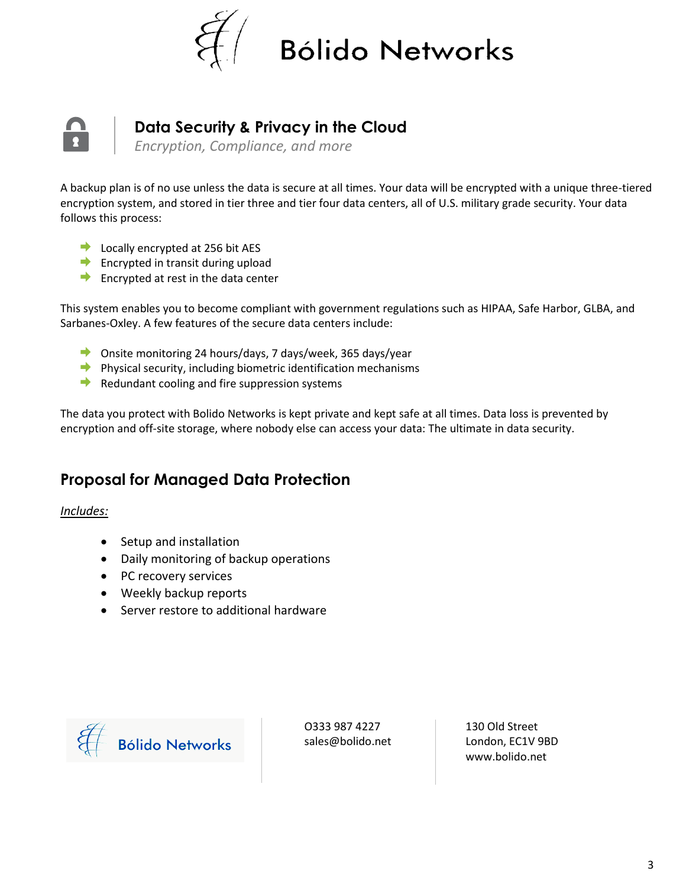# Bólido Networks

## Data Security & Privacy in the Cloud

*Encryption, Compliance, and more*

A backup plan is of no use unless the data is secure at all times. Your data will be encrypted with a unique three-tiered encryption system, and stored in tier three and tier four data centers, all of U.S. military grade security. Your data follows this process:

- Locally encrypted at 256 bit AES
- Encrypted in transit during upload
- Encrypted at rest in the data center

This system enables you to become compliant with government regulations such as HIPAA, Safe Harbor, GLBA, and Sarbanes-Oxley. A few features of the secure data centers include:

- Onsite monitoring 24 hours/days, 7 days/week, 365 days/year
- Physical security, including biometric identification mechanisms
- Redundant cooling and fire suppression systems

The data you protect with Bolido Networks is kept private and kept safe at all times. Data loss is prevented by encryption and off-site storage, where nobody else can access your data: The ultimate in data security.

## Proposal for Managed Data Protection

*Includes:*

- Setup and installation
- Daily monitoring of backup operations
- PC recovery services
- Weekly backup reports
- Server restore to additional hardware

Bólido Networks

0333 987 4227
sales@bolido.net

130 Old Street
London, EC1V 9BD
www.bolido.net